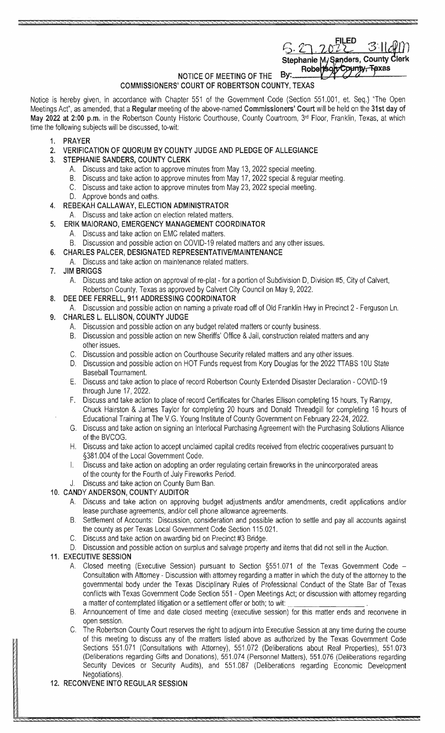FILED
5.27.2022 3:11 PM
Stephanie M. Sanders, County Clerk
Robertson County, Texas
By: ________________

NOTICE OF MEETING OF THE
COMMISSIONERS' COURT OF ROBERTSON COUNTY, TEXAS

Notice is hereby given, in accordance with Chapter 551 of the Government Code (Section 551.001, et. Seq.) "The Open Meetings Act", as amended, that a **Regular** meeting of the above-named **Commissioners' Court** will be held on the **31st day of May 2022 at 2:00 p.m.** in the Robertson County Historic Courthouse, County Courtroom, 3rd Floor, Franklin, Texas, at which time the following subjects will be discussed, to-wit:

1. **PRAYER**
2. **VERIFICATION OF QUORUM BY COUNTY JUDGE AND PLEDGE OF ALLEGIANCE**
3. **STEPHANIE SANDERS, COUNTY CLERK**
   - A. Discuss and take action to approve minutes from May 13, 2022 special meeting.
   - B. Discuss and take action to approve minutes from May 17, 2022 special & regular meeting.
   - C. Discuss and take action to approve minutes from May 23, 2022 special meeting.
   - D. Approve bonds and oaths.
4. **REBEKAH CALLAWAY, ELECTION ADMINISTRATOR**
   - A. Discuss and take action on election related matters.
5. **ERIK MAIORANO, EMERGENCY MANAGEMENT COORDINATOR**
   - A. Discuss and take action on EMC related matters.
   - B. Discussion and possible action on COVID-19 related matters and any other issues.
6. **CHARLES PALCER, DESIGNATED REPRESENTATIVE/MAINTENANCE**
   - A. Discuss and take action on maintenance related matters.
7. **JIM BRIGGS**
   - A. Discuss and take action on approval of re-plat - for a portion of Subdivision D, Division #5, City of Calvert, Robertson County, Texas as approved by Calvert City Council on May 9, 2022.
8. **DEE DEE FERRELL, 911 ADDRESSING COORDINATOR**
   - A. Discussion and possible action on naming a private road off of Old Franklin Hwy in Precinct 2 - Ferguson Ln.
9. **CHARLES L. ELLISON, COUNTY JUDGE**
   - A. Discussion and possible action on any budget related matters or county business.
   - B. Discussion and possible action on new Sheriffs' Office & Jail, construction related matters and any other issues.
   - C. Discussion and possible action on Courthouse Security related matters and any other issues.
   - D. Discussion and possible action on HOT Funds request from Kory Douglas for the 2022 TTABS 10U State Baseball Tournament.
   - E. Discuss and take action to place of record Robertson County Extended Disaster Declaration - COVID-19 through June 17, 2022.
   - F. Discuss and take action to place of record Certificates for Charles Ellison completing 15 hours, Ty Rampy, Chuck Hairston & James Taylor for completing 20 hours and Donald Threadgill for completing 16 hours of Educational Training at The V.G. Young Institute of County Government on February 22-24, 2022.
   - G. Discuss and take action on signing an Interlocal Purchasing Agreement with the Purchasing Solutions Alliance of the BVCOG.
   - H. Discuss and take action to accept unclaimed capital credits received from electric cooperatives pursuant to §381.004 of the Local Government Code.
   - I. Discuss and take action on adopting an order regulating certain fireworks in the unincorporated areas of the county for the Fourth of July Fireworks Period.
   - J. Discuss and take action on County Burn Ban.
10. **CANDY ANDERSON, COUNTY AUDITOR**
    - A. Discuss and take action on approving budget adjustments and/or amendments, credit applications and/or lease purchase agreements, and/or cell phone allowance agreements.
    - B. Settlement of Accounts: Discussion, consideration and possible action to settle and pay all accounts against the county as per Texas Local Government Code Section 115.021.
    - C. Discuss and take action on awarding bid on Precinct #3 Bridge.
    - D. Discussion and possible action on surplus and salvage property and items that did not sell in the Auction.
11. **EXECUTIVE SESSION**
    - A. Closed meeting (Executive Session) pursuant to Section §551.071 of the Texas Government Code – Consultation with Attorney - Discussion with attorney regarding a matter in which the duty of the attorney to the governmental body under the Texas Disciplinary Rules of Professional Conduct of the State Bar of Texas conflicts with Texas Government Code Section 551 - Open Meetings Act; or discussion with attorney regarding a matter of contemplated litigation or a settlement offer or both; to wit: ________________.
    - B. Announcement of time and date closed meeting (executive session) for this matter ends and reconvene in open session.
    - C. The Robertson County Court reserves the right to adjourn into Executive Session at any time during the course of this meeting to discuss any of the matters listed above as authorized by the Texas Government Code Sections 551.071 (Consultations with Attorney), 551.072 (Deliberations about Real Properties), 551.073 (Deliberations regarding Gifts and Donations), 551.074 (Personnel Matters), 551.076 (Deliberations regarding Security Devices or Security Audits), and 551.087 (Deliberations regarding Economic Development Negotiations).
12. **RECONVENE INTO REGULAR SESSION**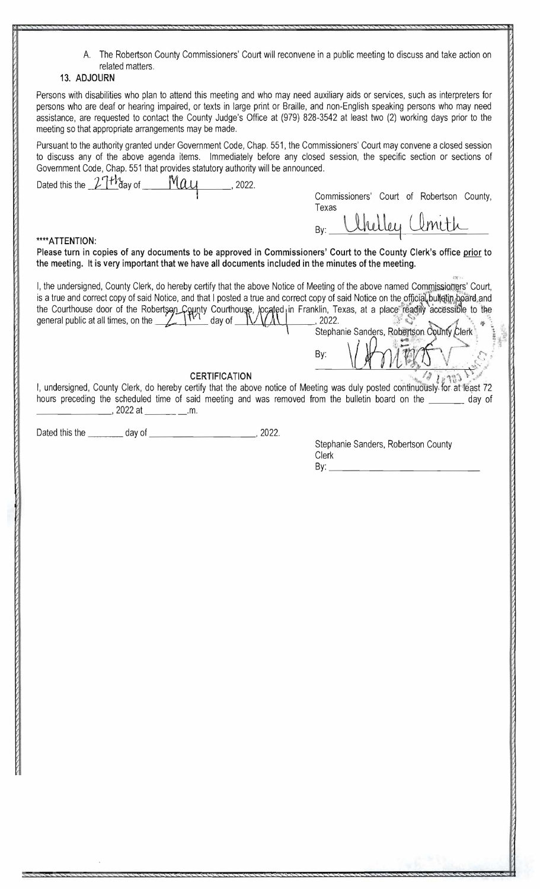A. The Robertson County Commissioners' Court will reconvene in a public meeting to discuss and take action on related matters.

**13. ADJOURN**

Persons with disabilities who plan to attend this meeting and who may need auxiliary aids or services, such as interpreters for persons who are deaf or hearing impaired, or texts in large print or Braille, and non-English speaking persons who may need assistance, are requested to contact the County Judge's Office at (979) 828-3542 at least two (2) working days prior to the meeting so that appropriate arrangements may be made.

Pursuant to the authority granted under Government Code, Chap. 551, the Commissioners' Court may convene a closed session to discuss any of the above agenda items. Immediately before any closed session, the specific section or sections of Government Code, Chap. 551 that provides statutory authority will be announced.

Dated this the 27th day of May, 2022.

Commissioners' Court of Robertson County, Texas

By: Shelley Smith

**\*\*\*\*ATTENTION:**

**Please turn in copies of any documents to be approved in Commissioners' Court to the County Clerk's office prior to the meeting. It is very important that we have all documents included in the minutes of the meeting.**

I, the undersigned, County Clerk, do hereby certify that the above Notice of Meeting of the above named Commissioners' Court, is a true and correct copy of said Notice, and that I posted a true and correct copy of said Notice on the official bulletin board and the Courthouse door of the Robertson County Courthouse, located in Franklin, Texas, at a place readily accessible to the general public at all times, on the 27th day of May, 2022.

Stephanie Sanders, Robertson County Clerk

By: [signature]

**CERTIFICATION**

I, undersigned, County Clerk, do hereby certify that the above notice of Meeting was duly posted continuously for at least 72 hours preceding the scheduled time of said meeting and was removed from the bulletin board on the ________ day of ________________, 2022 at ________ __.m.

Dated this the ________ day of ______________________, 2022.

Stephanie Sanders, Robertson County Clerk

By: ______________________________